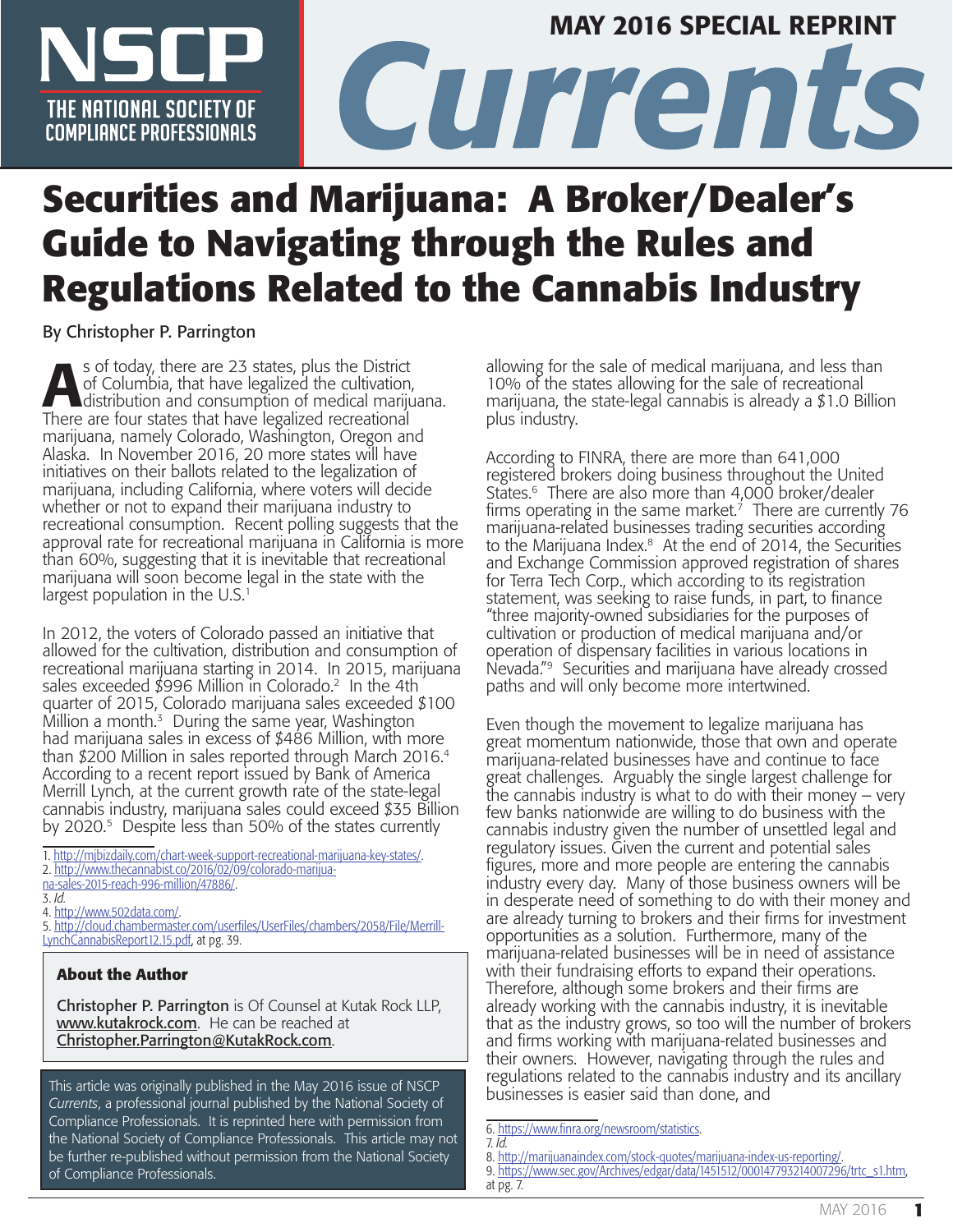NSCP

THE NATIONAL SOCIETY OF COMPLIANCE PROFESSIONALS

MAY 2016 SPECIAL REPRINT

# Currents

# Securities and Marijuana: A Broker/Dealer's Guide to Navigating through the Rules and Regulations Related to the Cannabis Industry

By Christopher P. Parrington

As of today, there are 23 states, plus the District of Columbia, that have legalized the cultivation, distribution and consumption of medical marijuana. There are four states that have legalized recreational marijuana, namely Colorado, Washington, Oregon and Alaska. In November 2016, 20 more states will have initiatives on their ballots related to the legalization of marijuana, including California, where voters will decide whether or not to expand their marijuana industry to recreational consumption. Recent polling suggests that the approval rate for recreational marijuana in California is more than 60%, suggesting that it is inevitable that recreational marijuana will soon become legal in the state with the largest population in the U.S.[1]

In 2012, the voters of Colorado passed an initiative that allowed for the cultivation, distribution and consumption of recreational marijuana starting in 2014. In 2015, marijuana sales exceeded $996 Million in Colorado.[2] In the 4th quarter of 2015, Colorado marijuana sales exceeded $100 Million a month.[3] During the same year, Washington had marijuana sales in excess of $486 Million, with more than $200 Million in sales reported through March 2016.[4] According to a recent report issued by Bank of America Merrill Lynch, at the current growth rate of the state-legal cannabis industry, marijuana sales could exceed $35 Billion by 2020.[5] Despite less than 50% of the states currently allowing for the sale of medical marijuana, and less than 10% of the states allowing for the sale of recreational marijuana, the state-legal cannabis is already a $1.0 Billion plus industry.

According to FINRA, there are more than 641,000 registered brokers doing business throughout the United States.[6] There are also more than 4,000 broker/dealer firms operating in the same market.[7] There are currently 76 marijuana-related businesses trading securities according to the Marijuana Index.[8] At the end of 2014, the Securities and Exchange Commission approved registration of shares for Terra Tech Corp., which according to its registration statement, was seeking to raise funds, in part, to finance "three majority-owned subsidiaries for the purposes of cultivation or production of medical marijuana and/or operation of dispensary facilities in various locations in Nevada."[9] Securities and marijuana have already crossed paths and will only become more intertwined.

Even though the movement to legalize marijuana has great momentum nationwide, those that own and operate marijuana-related businesses have and continue to face great challenges. Arguably the single largest challenge for the cannabis industry is what to do with their money – very few banks nationwide are willing to do business with the cannabis industry given the number of unsettled legal and regulatory issues. Given the current and potential sales figures, more and more people are entering the cannabis industry every day. Many of those business owners will be in desperate need of something to do with their money and are already turning to brokers and their firms for investment opportunities as a solution. Furthermore, many of the marijuana-related businesses will be in need of assistance with their fundraising efforts to expand their operations. Therefore, although some brokers and their firms are already working with the cannabis industry, it is inevitable that as the industry grows, so too will the number of brokers and firms working with marijuana-related businesses and their owners. However, navigating through the rules and regulations related to the cannabis industry and its ancillary businesses is easier said than done, and

### About the Author

**Christopher P. Parrington** is Of Counsel at Kutak Rock LLP, www.kutakrock.com. He can be reached at Christopher.Parrington@KutakRock.com.

This article was originally published in the May 2016 issue of NSCP *Currents*, a professional journal published by the National Society of Compliance Professionals. It is reprinted here with permission from the National Society of Compliance Professionals. This article may not be further re-published without permission from the National Society of Compliance Professionals.

---

1. http://mjbizdaily.com/chart-week-support-recreational-marijuana-key-states/.
2. http://www.thecannabist.co/2016/02/09/colorado-marijuana-sales-2015-reach-996-million/47886/.
3. *Id.*
4. http://www.502data.com/.
5. http://cloud.chambermaster.com/userfiles/UserFiles/chambers/2058/File/Merrill-LynchCannabisReport12.15.pdf, at pg. 39.
6. https://www.finra.org/newsroom/statistics.
7. *Id.*
8. http://marijuanaindex.com/stock-quotes/marijuana-index-us-reporting/.
9. https://www.sec.gov/Archives/edgar/data/1451512/000147793214007296/trtc_s1.htm, at pg. 7.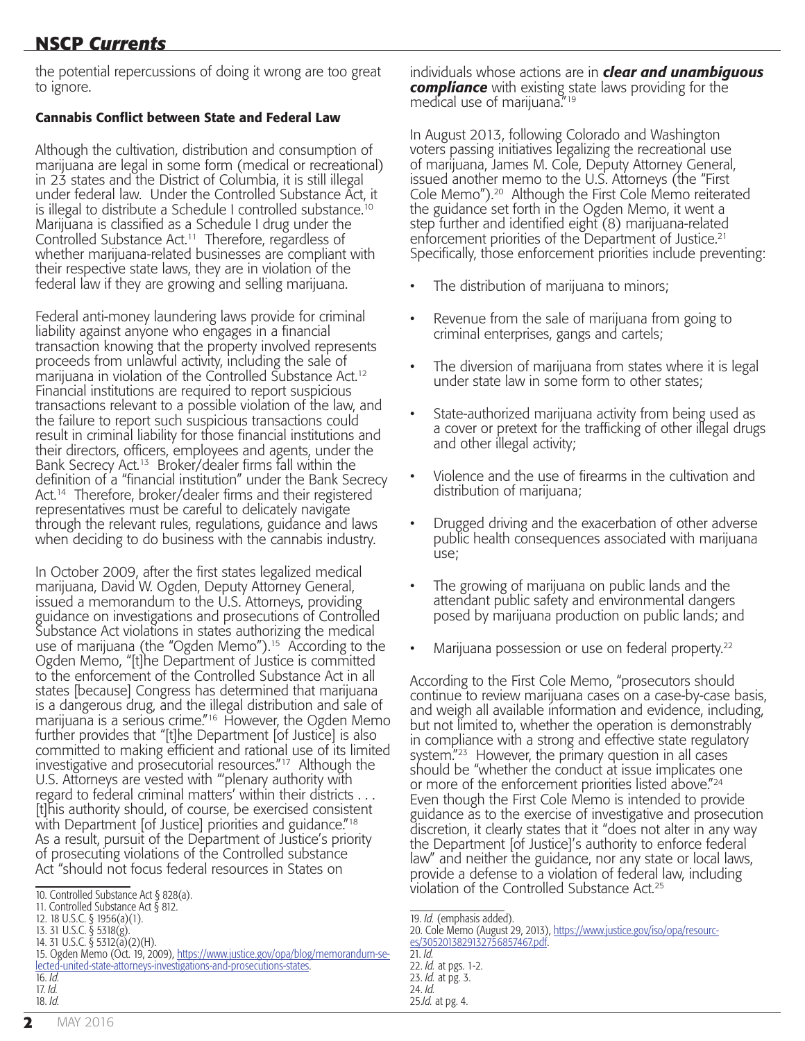the potential repercussions of doing it wrong are too great to ignore.

### Cannabis Conflict between State and Federal Law

Although the cultivation, distribution and consumption of marijuana are legal in some form (medical or recreational) in 23 states and the District of Columbia, it is still illegal under federal law. Under the Controlled Substance Act, it is illegal to distribute a Schedule I controlled substance.[10] Marijuana is classified as a Schedule I drug under the Controlled Substance Act.[11] Therefore, regardless of whether marijuana-related businesses are compliant with their respective state laws, they are in violation of the federal law if they are growing and selling marijuana.

Federal anti-money laundering laws provide for criminal liability against anyone who engages in a financial transaction knowing that the property involved represents proceeds from unlawful activity, including the sale of marijuana in violation of the Controlled Substance Act.[12] Financial institutions are required to report suspicious transactions relevant to a possible violation of the law, and the failure to report such suspicious transactions could result in criminal liability for those financial institutions and their directors, officers, employees and agents, under the Bank Secrecy Act.[13] Broker/dealer firms fall within the definition of a "financial institution" under the Bank Secrecy Act.[14] Therefore, broker/dealer firms and their registered representatives must be careful to delicately navigate through the relevant rules, regulations, guidance and laws when deciding to do business with the cannabis industry.

In October 2009, after the first states legalized medical marijuana, David W. Ogden, Deputy Attorney General, issued a memorandum to the U.S. Attorneys, providing guidance on investigations and prosecutions of Controlled Substance Act violations in states authorizing the medical use of marijuana (the "Ogden Memo").[15] According to the Ogden Memo, "[t]he Department of Justice is committed to the enforcement of the Controlled Substance Act in all states [because] Congress has determined that marijuana is a dangerous drug, and the illegal distribution and sale of marijuana is a serious crime."[16] However, the Ogden Memo further provides that "[t]he Department [of Justice] is also committed to making efficient and rational use of its limited investigative and prosecutorial resources."[17] Although the U.S. Attorneys are vested with "'plenary authority with regard to federal criminal matters' within their districts . . . [t]his authority should, of course, be exercised consistent with Department [of Justice] priorities and guidance."[18] As a result, pursuit of the Department of Justice's priority of prosecuting violations of the Controlled substance Act "should not focus federal resources in States on individuals whose actions are in ***clear and unambiguous compliance*** with existing state laws providing for the medical use of marijuana."[19]

In August 2013, following Colorado and Washington voters passing initiatives legalizing the recreational use of marijuana, James M. Cole, Deputy Attorney General, issued another memo to the U.S. Attorneys (the "First Cole Memo").[20] Although the First Cole Memo reiterated the guidance set forth in the Ogden Memo, it went a step further and identified eight (8) marijuana-related enforcement priorities of the Department of Justice.[21] Specifically, those enforcement priorities include preventing:

- The distribution of marijuana to minors;
- Revenue from the sale of marijuana from going to criminal enterprises, gangs and cartels;
- The diversion of marijuana from states where it is legal under state law in some form to other states;
- State-authorized marijuana activity from being used as a cover or pretext for the trafficking of other illegal drugs and other illegal activity;
- Violence and the use of firearms in the cultivation and distribution of marijuana;
- Drugged driving and the exacerbation of other adverse public health consequences associated with marijuana use;
- The growing of marijuana on public lands and the attendant public safety and environmental dangers posed by marijuana production on public lands; and
- Marijuana possession or use on federal property.[22]

According to the First Cole Memo, "prosecutors should continue to review marijuana cases on a case-by-case basis, and weigh all available information and evidence, including, but not limited to, whether the operation is demonstrably in compliance with a strong and effective state regulatory system."[23] However, the primary question in all cases should be "whether the conduct at issue implicates one or more of the enforcement priorities listed above."[24] Even though the First Cole Memo is intended to provide guidance as to the exercise of investigative and prosecution discretion, it clearly states that it "does not alter in any way the Department [of Justice]'s authority to enforce federal law" and neither the guidance, nor any state or local laws, provide a defense to a violation of federal law, including violation of the Controlled Substance Act.[25]

---

10. Controlled Substance Act § 828(a).
11. Controlled Substance Act § 812.
12. 18 U.S.C. § 1956(a)(1).
13. 31 U.S.C. § 5318(g).
14. 31 U.S.C. § 5312(a)(2)(H).
15. Ogden Memo (Oct. 19, 2009), https://www.justice.gov/opa/blog/memorandum-selected-united-state-attorneys-investigations-and-prosecutions-states.
16. *Id.*
17. *Id.*
18. *Id.*
19. *Id.* (emphasis added).
20. Cole Memo (August 29, 2013), https://www.justice.gov/iso/opa/resources/3052013829132756857467.pdf.
21. *Id.*
22. *Id.* at pgs. 1-2.
23. *Id.* at pg. 3.
24. *Id.*
25. *Id.* at pg. 4.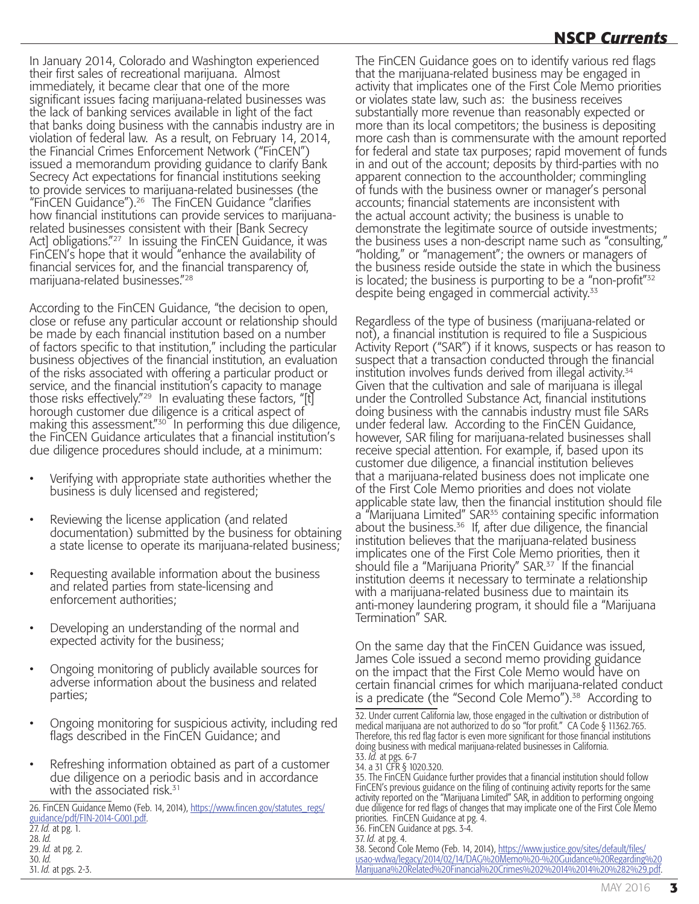In January 2014, Colorado and Washington experienced their first sales of recreational marijuana. Almost immediately, it became clear that one of the more significant issues facing marijuana-related businesses was the lack of banking services available in light of the fact that banks doing business with the cannabis industry are in violation of federal law. As a result, on February 14, 2014, the Financial Crimes Enforcement Network ("FinCEN") issued a memorandum providing guidance to clarify Bank Secrecy Act expectations for financial institutions seeking to provide services to marijuana-related businesses (the "FinCEN Guidance").[26] The FinCEN Guidance "clarifies how financial institutions can provide services to marijuana-related businesses consistent with their [Bank Secrecy Act] obligations."[27] In issuing the FinCEN Guidance, it was FinCEN's hope that it would "enhance the availability of financial services for, and the financial transparency of, marijuana-related businesses."[28]

According to the FinCEN Guidance, "the decision to open, close or refuse any particular account or relationship should be made by each financial institution based on a number of factors specific to that institution," including the particular business objectives of the financial institution, an evaluation of the risks associated with offering a particular product or service, and the financial institution's capacity to manage those risks effectively."[29] In evaluating these factors, "[t]horough customer due diligence is a critical aspect of making this assessment."[30] In performing this due diligence, the FinCEN Guidance articulates that a financial institution's due diligence procedures should include, at a minimum:

- Verifying with appropriate state authorities whether the business is duly licensed and registered;
- Reviewing the license application (and related documentation) submitted by the business for obtaining a state license to operate its marijuana-related business;
- Requesting available information about the business and related parties from state-licensing and enforcement authorities;
- Developing an understanding of the normal and expected activity for the business;
- Ongoing monitoring of publicly available sources for adverse information about the business and related parties;
- Ongoing monitoring for suspicious activity, including red flags described in the FinCEN Guidance; and
- Refreshing information obtained as part of a customer due diligence on a periodic basis and in accordance with the associated risk.[31]

The FinCEN Guidance goes on to identify various red flags that the marijuana-related business may be engaged in activity that implicates one of the First Cole Memo priorities or violates state law, such as: the business receives substantially more revenue than reasonably expected or more than its local competitors; the business is depositing more cash than is commensurate with the amount reported for federal and state tax purposes; rapid movement of funds in and out of the account; deposits by third-parties with no apparent connection to the accountholder; commingling of funds with the business owner or manager's personal accounts; financial statements are inconsistent with the actual account activity; the business is unable to demonstrate the legitimate source of outside investments; the business uses a non-descript name such as "consulting," "holding," or "management"; the owners or managers of the business reside outside the state in which the business is located; the business is purporting to be a "non-profit"[32] despite being engaged in commercial activity.[33]

Regardless of the type of business (marijuana-related or not), a financial institution is required to file a Suspicious Activity Report ("SAR") if it knows, suspects or has reason to suspect that a transaction conducted through the financial institution involves funds derived from illegal activity.[34] Given that the cultivation and sale of marijuana is illegal under the Controlled Substance Act, financial institutions doing business with the cannabis industry must file SARs under federal law. According to the FinCEN Guidance, however, SAR filing for marijuana-related businesses shall receive special attention. For example, if, based upon its customer due diligence, a financial institution believes that a marijuana-related business does not implicate one of the First Cole Memo priorities and does not violate applicable state law, then the financial institution should file a "Marijuana Limited" SAR[35] containing specific information about the business.[36] If, after due diligence, the financial institution believes that the marijuana-related business implicates one of the First Cole Memo priorities, then it should file a "Marijuana Priority" SAR.[37] If the financial institution deems it necessary to terminate a relationship with a marijuana-related business due to maintain its anti-money laundering program, it should file a "Marijuana Termination" SAR.

On the same day that the FinCEN Guidance was issued, James Cole issued a second memo providing guidance on the impact that the First Cole Memo would have on certain financial crimes for which marijuana-related conduct is a predicate (the "Second Cole Memo").[38] According to

26. FinCEN Guidance Memo (Feb. 14, 2014), https://www.fincen.gov/statutes_regs/guidance/pdf/FIN-2014-G001.pdf.
27. *Id.* at pg. 1.
28. *Id.*
29. *Id.* at pg. 2.
30. *Id.*
31. *Id.* at pgs. 2-3.

32. Under current California law, those engaged in the cultivation or distribution of medical marijuana are not authorized to do so "for profit." CA Code § 11362.765. Therefore, this red flag factor is even more significant for those financial institutions doing business with medical marijuana-related businesses in California.
33. *Id.* at pgs. 6-7
34. a 31 CFR § 1020.320.
35. The FinCEN Guidance further provides that a financial institution should follow FinCEN's previous guidance on the filing of continuing activity reports for the same activity reported on the "Marijuana Limited" SAR, in addition to performing ongoing due diligence for red flags of changes that may implicate one of the First Cole Memo priorities. FinCEN Guidance at pg. 4.
36. FinCEN Guidance at pgs. 3-4.
37. *Id.* at pg. 4.
38. Second Cole Memo (Feb. 14, 2014), https://www.justice.gov/sites/default/files/usao-wdwa/legacy/2014/02/14/DAG%20Memo%20-%20Guidance%20Regarding%20Marijuana%20Related%20Financial%20Crimes%202%2014%2014%20%282%29.pdf.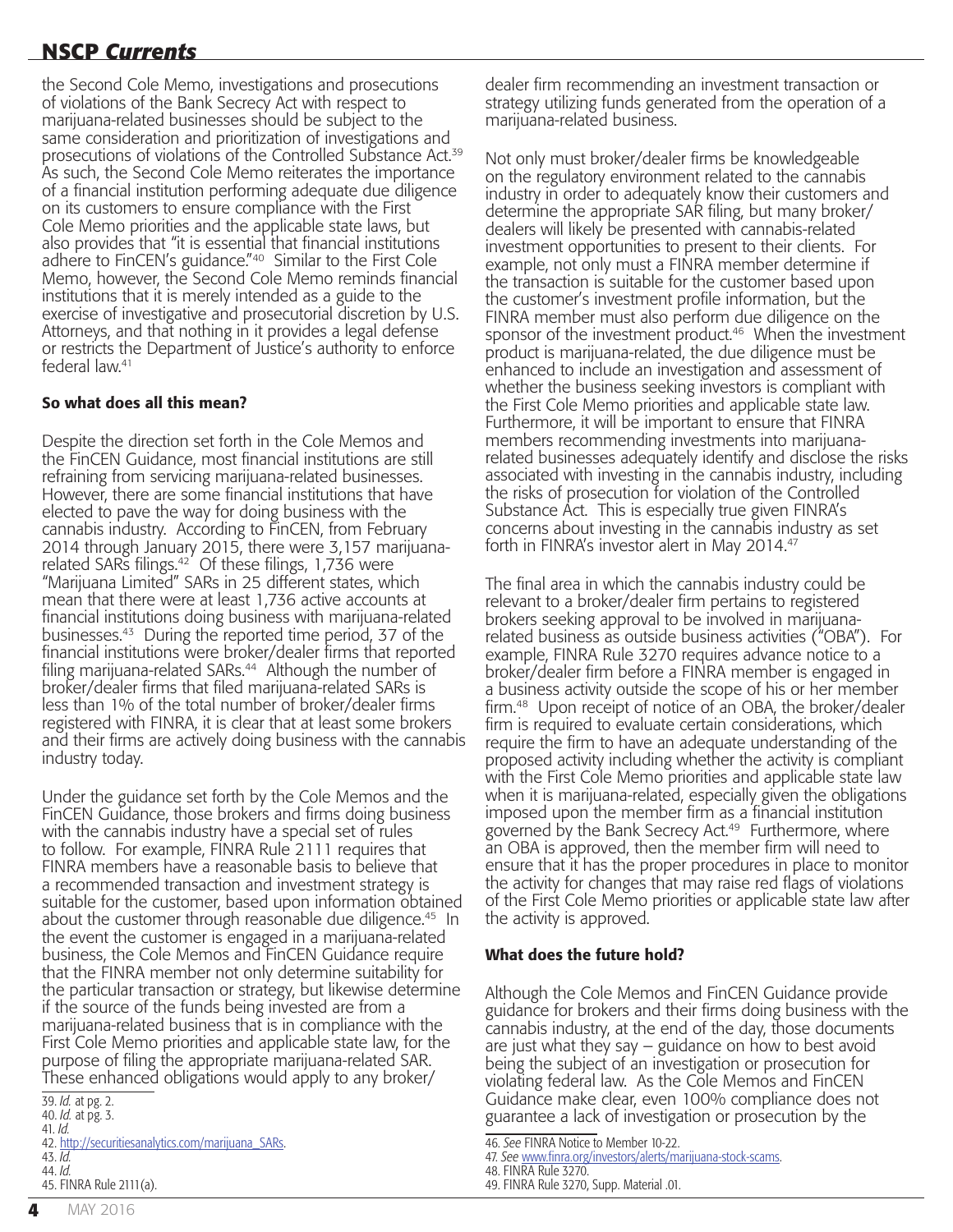the Second Cole Memo, investigations and prosecutions of violations of the Bank Secrecy Act with respect to marijuana-related businesses should be subject to the same consideration and prioritization of investigations and prosecutions of violations of the Controlled Substance Act.[39] As such, the Second Cole Memo reiterates the importance of a financial institution performing adequate due diligence on its customers to ensure compliance with the First Cole Memo priorities and the applicable state laws, but also provides that "it is essential that financial institutions adhere to FinCEN's guidance."[40] Similar to the First Cole Memo, however, the Second Cole Memo reminds financial institutions that it is merely intended as a guide to the exercise of investigative and prosecutorial discretion by U.S. Attorneys, and that nothing in it provides a legal defense or restricts the Department of Justice's authority to enforce federal law.[41]

### So what does all this mean?

Despite the direction set forth in the Cole Memos and the FinCEN Guidance, most financial institutions are still refraining from servicing marijuana-related businesses. However, there are some financial institutions that have elected to pave the way for doing business with the cannabis industry. According to FinCEN, from February 2014 through January 2015, there were 3,157 marijuana-related SARs filings.[42] Of these filings, 1,736 were "Marijuana Limited" SARs in 25 different states, which mean that there were at least 1,736 active accounts at financial institutions doing business with marijuana-related businesses.[43] During the reported time period, 37 of the financial institutions were broker/dealer firms that reported filing marijuana-related SARs.[44] Although the number of broker/dealer firms that filed marijuana-related SARs is less than 1% of the total number of broker/dealer firms registered with FINRA, it is clear that at least some brokers and their firms are actively doing business with the cannabis industry today.

Under the guidance set forth by the Cole Memos and the FinCEN Guidance, those brokers and firms doing business with the cannabis industry have a special set of rules to follow. For example, FINRA Rule 2111 requires that FINRA members have a reasonable basis to believe that a recommended transaction and investment strategy is suitable for the customer, based upon information obtained about the customer through reasonable due diligence.[45] In the event the customer is engaged in a marijuana-related business, the Cole Memos and FinCEN Guidance require that the FINRA member not only determine suitability for the particular transaction or strategy, but likewise determine if the source of the funds being invested are from a marijuana-related business that is in compliance with the First Cole Memo priorities and applicable state law, for the purpose of filing the appropriate marijuana-related SAR. These enhanced obligations would apply to any broker/dealer firm recommending an investment transaction or strategy utilizing funds generated from the operation of a marijuana-related business.

Not only must broker/dealer firms be knowledgeable on the regulatory environment related to the cannabis industry in order to adequately know their customers and determine the appropriate SAR filing, but many broker/dealers will likely be presented with cannabis-related investment opportunities to present to their clients. For example, not only must a FINRA member determine if the transaction is suitable for the customer based upon the customer's investment profile information, but the FINRA member must also perform due diligence on the sponsor of the investment product.[46] When the investment product is marijuana-related, the due diligence must be enhanced to include an investigation and assessment of whether the business seeking investors is compliant with the First Cole Memo priorities and applicable state law. Furthermore, it will be important to ensure that FINRA members recommending investments into marijuana-related businesses adequately identify and disclose the risks associated with investing in the cannabis industry, including the risks of prosecution for violation of the Controlled Substance Act. This is especially true given FINRA's concerns about investing in the cannabis industry as set forth in FINRA's investor alert in May 2014.[47]

The final area in which the cannabis industry could be relevant to a broker/dealer firm pertains to registered brokers seeking approval to be involved in marijuana-related business as outside business activities ("OBA"). For example, FINRA Rule 3270 requires advance notice to a broker/dealer firm before a FINRA member is engaged in a business activity outside the scope of his or her member firm.[48] Upon receipt of notice of an OBA, the broker/dealer firm is required to evaluate certain considerations, which require the firm to have an adequate understanding of the proposed activity including whether the activity is compliant with the First Cole Memo priorities and applicable state law when it is marijuana-related, especially given the obligations imposed upon the member firm as a financial institution governed by the Bank Secrecy Act.[49] Furthermore, where an OBA is approved, then the member firm will need to ensure that it has the proper procedures in place to monitor the activity for changes that may raise red flags of violations of the First Cole Memo priorities or applicable state law after the activity is approved.

### What does the future hold?

Although the Cole Memos and FinCEN Guidance provide guidance for brokers and their firms doing business with the cannabis industry, at the end of the day, those documents are just what they say – guidance on how to best avoid being the subject of an investigation or prosecution for violating federal law. As the Cole Memos and FinCEN Guidance make clear, even 100% compliance does not guarantee a lack of investigation or prosecution by the

---

39. *Id.* at pg. 2.
40. *Id.* at pg. 3.
41. *Id.*
42. http://securitiesanalytics.com/marijuana_SARs.
43. *Id.*
44. *Id.*
45. FINRA Rule 2111(a).
46. *See* FINRA Notice to Member 10-22.
47. *See* www.finra.org/investors/alerts/marijuana-stock-scams.
48. FINRA Rule 3270.
49. FINRA Rule 3270, Supp. Material .01.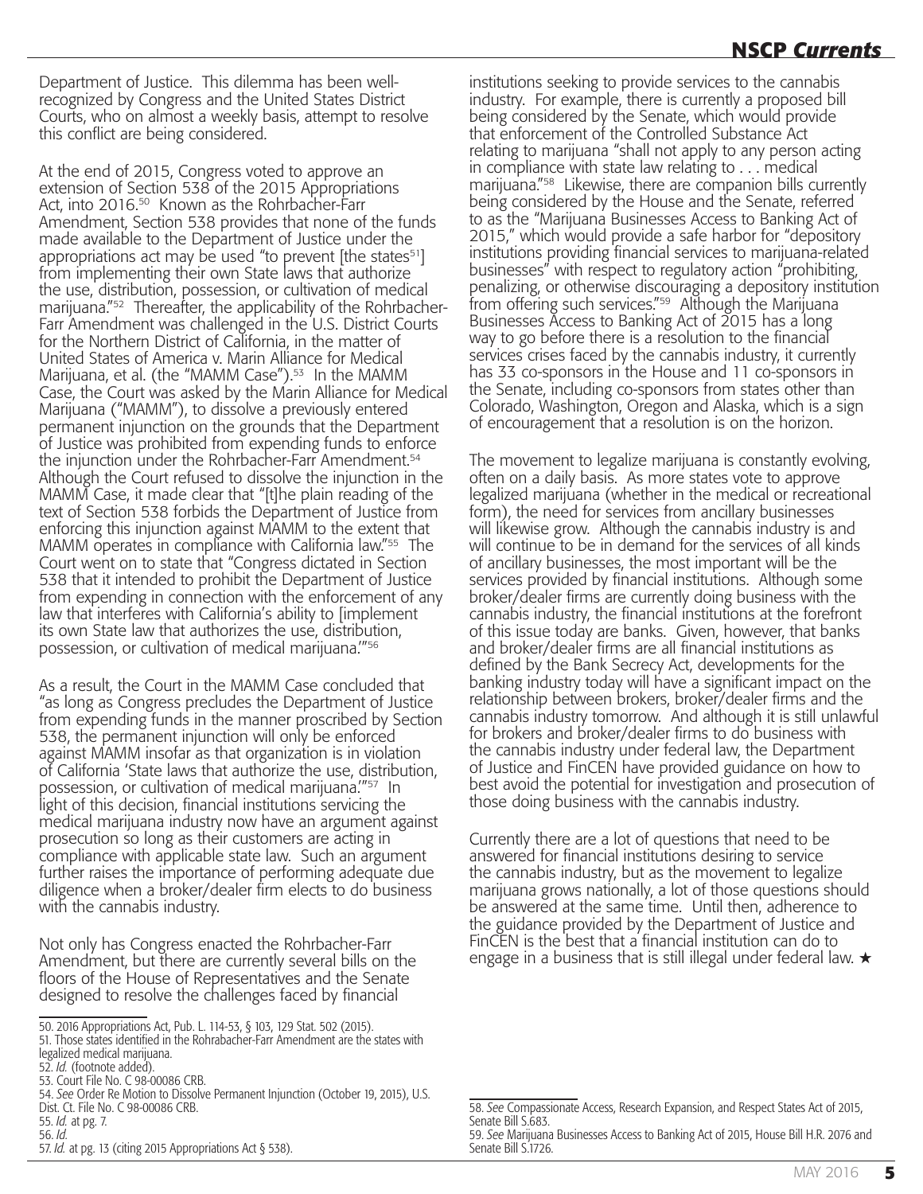Department of Justice. This dilemma has been well-recognized by Congress and the United States District Courts, who on almost a weekly basis, attempt to resolve this conflict are being considered.

At the end of 2015, Congress voted to approve an extension of Section 538 of the 2015 Appropriations Act, into 2016.[50] Known as the Rohrbacher-Farr Amendment, Section 538 provides that none of the funds made available to the Department of Justice under the appropriations act may be used "to prevent [the states[51]] from implementing their own State laws that authorize the use, distribution, possession, or cultivation of medical marijuana."[52] Thereafter, the applicability of the Rohrbacher-Farr Amendment was challenged in the U.S. District Courts for the Northern District of California, in the matter of United States of America v. Marin Alliance for Medical Marijuana, et al. (the "MAMM Case").[53] In the MAMM Case, the Court was asked by the Marin Alliance for Medical Marijuana ("MAMM"), to dissolve a previously entered permanent injunction on the grounds that the Department of Justice was prohibited from expending funds to enforce the injunction under the Rohrbacher-Farr Amendment.[54] Although the Court refused to dissolve the injunction in the MAMM Case, it made clear that "[t]he plain reading of the text of Section 538 forbids the Department of Justice from enforcing this injunction against MAMM to the extent that MAMM operates in compliance with California law."[55] The Court went on to state that "Congress dictated in Section 538 that it intended to prohibit the Department of Justice from expending in connection with the enforcement of any law that interferes with California's ability to [implement its own State law that authorizes the use, distribution, possession, or cultivation of medical marijuana.'"[56]

As a result, the Court in the MAMM Case concluded that "as long as Congress precludes the Department of Justice from expending funds in the manner proscribed by Section 538, the permanent injunction will only be enforced against MAMM insofar as that organization is in violation of California 'State laws that authorize the use, distribution, possession, or cultivation of medical marijuana.'"[57] In light of this decision, financial institutions servicing the medical marijuana industry now have an argument against prosecution so long as their customers are acting in compliance with applicable state law. Such an argument further raises the importance of performing adequate due diligence when a broker/dealer firm elects to do business with the cannabis industry.

Not only has Congress enacted the Rohrbacher-Farr Amendment, but there are currently several bills on the floors of the House of Representatives and the Senate designed to resolve the challenges faced by financial institutions seeking to provide services to the cannabis industry. For example, there is currently a proposed bill being considered by the Senate, which would provide that enforcement of the Controlled Substance Act relating to marijuana "shall not apply to any person acting in compliance with state law relating to . . . medical marijuana."[58] Likewise, there are companion bills currently being considered by the House and the Senate, referred to as the "Marijuana Businesses Access to Banking Act of 2015," which would provide a safe harbor for "depository institutions providing financial services to marijuana-related businesses" with respect to regulatory action "prohibiting, penalizing, or otherwise discouraging a depository institution from offering such services."[59] Although the Marijuana Businesses Access to Banking Act of 2015 has a long way to go before there is a resolution to the financial services crises faced by the cannabis industry, it currently has 33 co-sponsors in the House and 11 co-sponsors in the Senate, including co-sponsors from states other than Colorado, Washington, Oregon and Alaska, which is a sign of encouragement that a resolution is on the horizon.

The movement to legalize marijuana is constantly evolving, often on a daily basis. As more states vote to approve legalized marijuana (whether in the medical or recreational form), the need for services from ancillary businesses will likewise grow. Although the cannabis industry is and will continue to be in demand for the services of all kinds of ancillary businesses, the most important will be the services provided by financial institutions. Although some broker/dealer firms are currently doing business with the cannabis industry, the financial institutions at the forefront of this issue today are banks. Given, however, that banks and broker/dealer firms are all financial institutions as defined by the Bank Secrecy Act, developments for the banking industry today will have a significant impact on the relationship between brokers, broker/dealer firms and the cannabis industry tomorrow. And although it is still unlawful for brokers and broker/dealer firms to do business with the cannabis industry under federal law, the Department of Justice and FinCEN have provided guidance on how to best avoid the potential for investigation and prosecution of those doing business with the cannabis industry.

Currently there are a lot of questions that need to be answered for financial institutions desiring to service the cannabis industry, but as the movement to legalize marijuana grows nationally, a lot of those questions should be answered at the same time. Until then, adherence to the guidance provided by the Department of Justice and FinCEN is the best that a financial institution can do to engage in a business that is still illegal under federal law. ★

---

50. 2016 Appropriations Act, Pub. L. 114-53, § 103, 129 Stat. 502 (2015).

51. Those states identified in the Rohrabacher-Farr Amendment are the states with legalized medical marijuana.

52. *Id.* (footnote added).

53. Court File No. C 98-00086 CRB.

54. *See* Order Re Motion to Dissolve Permanent Injunction (October 19, 2015), U.S. Dist. Ct. File No. C 98-00086 CRB.

55. *Id.* at pg. 7.

56. *Id.*

57. *Id.* at pg. 13 (citing 2015 Appropriations Act § 538).

58. *See* Compassionate Access, Research Expansion, and Respect States Act of 2015, Senate Bill S.683.

59. *See* Marijuana Businesses Access to Banking Act of 2015, House Bill H.R. 2076 and Senate Bill S.1726.